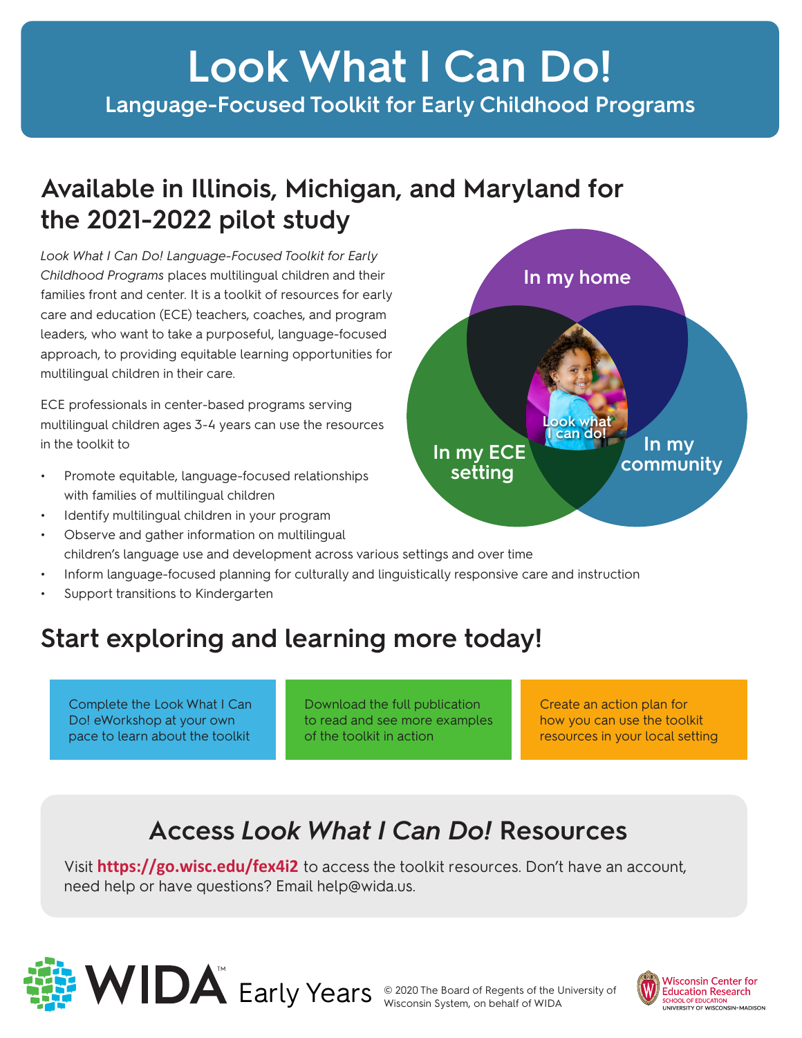# Look What I Can Do!

## Language-Focused Toolkit for Early Childhood Programs

## Available in Illinois, Michigan, and Maryland for the 2021-2022 pilot study

*Look What I Can Do! Language-Focused Toolkit for Early Childhood Programs* places multilingual children and their families front and center. It is a toolkit of resources for early care and education (ECE) teachers, coaches, and program leaders, who want to take a purposeful, language-focused approach, to providing equitable learning opportunities for multilingual children in their care.

ECE professionals in center-based programs serving multilingual children ages 3-4 years can use the resources in the toolkit to

- Promote equitable, language-focused relationships with families of multilingual children
- Identify multilingual children in your program
- Observe and gather information on multilingual children's language use and development across various settings and over time
- Inform language-focused planning for culturally and linguistically responsive care and instruction
- Support transitions to Kindergarten

In my home

In my ECE setting

In my community

Look what I can do!

## Start exploring and learning more today!

Complete the Look What I Can Do! eWorkshop at your own pace to learn about the toolkit

Download the full publication to read and see more examples of the toolkit in action

Create an action plan for how you can use the toolkit resources in your local setting

## Access *Look What I Can Do!* Resources

Visit **https://go.wisc.edu/fex4i2** to access the toolkit resources. Don't have an account, need help or have questions? Email help@wida.us.

WIDA™ Early Years

© 2020 The Board of Regents of the University of Wisconsin System, on behalf of WIDA

Wisconsin Center for Education Research
SCHOOL OF EDUCATION
UNIVERSITY OF WISCONSIN-MADISON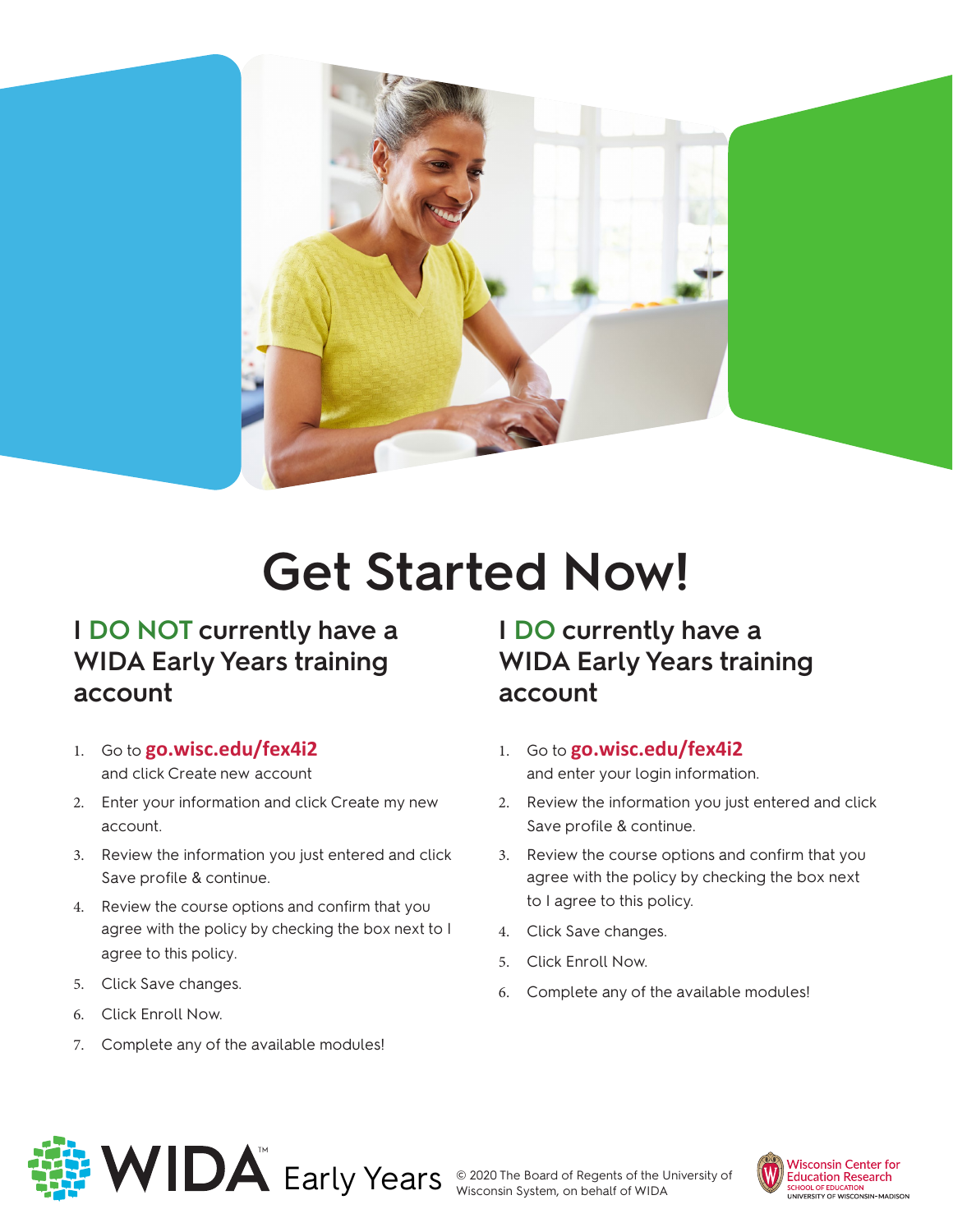# Get Started Now!

## I DO NOT currently have a WIDA Early Years training account

1. Go to **go.wisc.edu/fex4i2** and click Create new account
2. Enter your information and click Create my new account.
3. Review the information you just entered and click Save profile & continue.
4. Review the course options and confirm that you agree with the policy by checking the box next to I agree to this policy.
5. Click Save changes.
6. Click Enroll Now.
7. Complete any of the available modules!

## I DO currently have a WIDA Early Years training account

1. Go to **go.wisc.edu/fex4i2** and enter your login information.
2. Review the information you just entered and click Save profile & continue.
3. Review the course options and confirm that you agree with the policy by checking the box next to I agree to this policy.
4. Click Save changes.
5. Click Enroll Now.
6. Complete any of the available modules!

WIDA™ Early Years

© 2020 The Board of Regents of the University of Wisconsin System, on behalf of WIDA

Wisconsin Center for Education Research
SCHOOL OF EDUCATION
UNIVERSITY OF WISCONSIN-MADISON